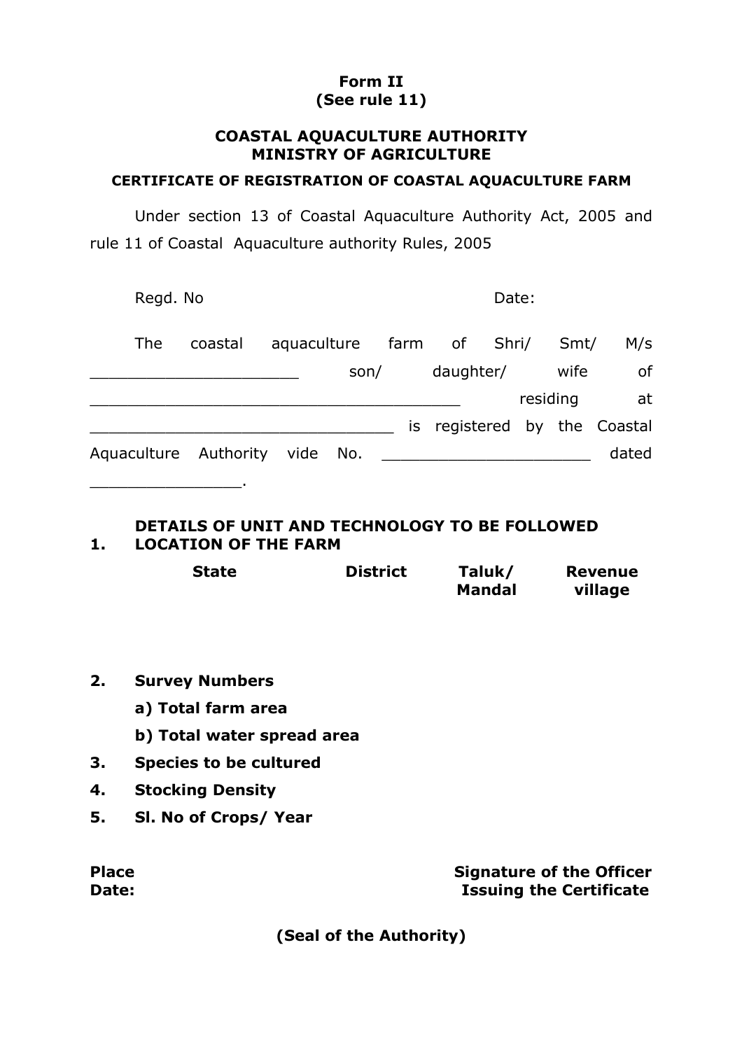**Form II**
**(See rule 11)**

**COASTAL AQUACULTURE AUTHORITY**
**MINISTRY OF AGRICULTURE**

**CERTIFICATE OF REGISTRATION OF COASTAL AQUACULTURE FARM**

Under section 13 of Coastal Aquaculture Authority Act, 2005 and rule 11 of Coastal Aquaculture authority Rules, 2005

Regd. No                                        Date:

The coastal aquaculture farm of Shri/ Smt/ M/s _____________________ son/ daughter/ wife of ______________________________________ residing at _______________________________ is registered by the Coastal Aquaculture Authority vide No. _____________________ dated _______________.

**DETAILS OF UNIT AND TECHNOLOGY TO BE FOLLOWED**

**1. LOCATION OF THE FARM**

| State | District | Taluk/ Mandal | Revenue village |
|---|---|---|---|
| | | | |

**2. Survey Numbers**

**a) Total farm area**

**b) Total water spread area**

**3. Species to be cultured**

**4. Stocking Density**

**5. Sl. No of Crops/ Year**

**Place**
**Date:**

**Signature of the Officer Issuing the Certificate**

**(Seal of the Authority)**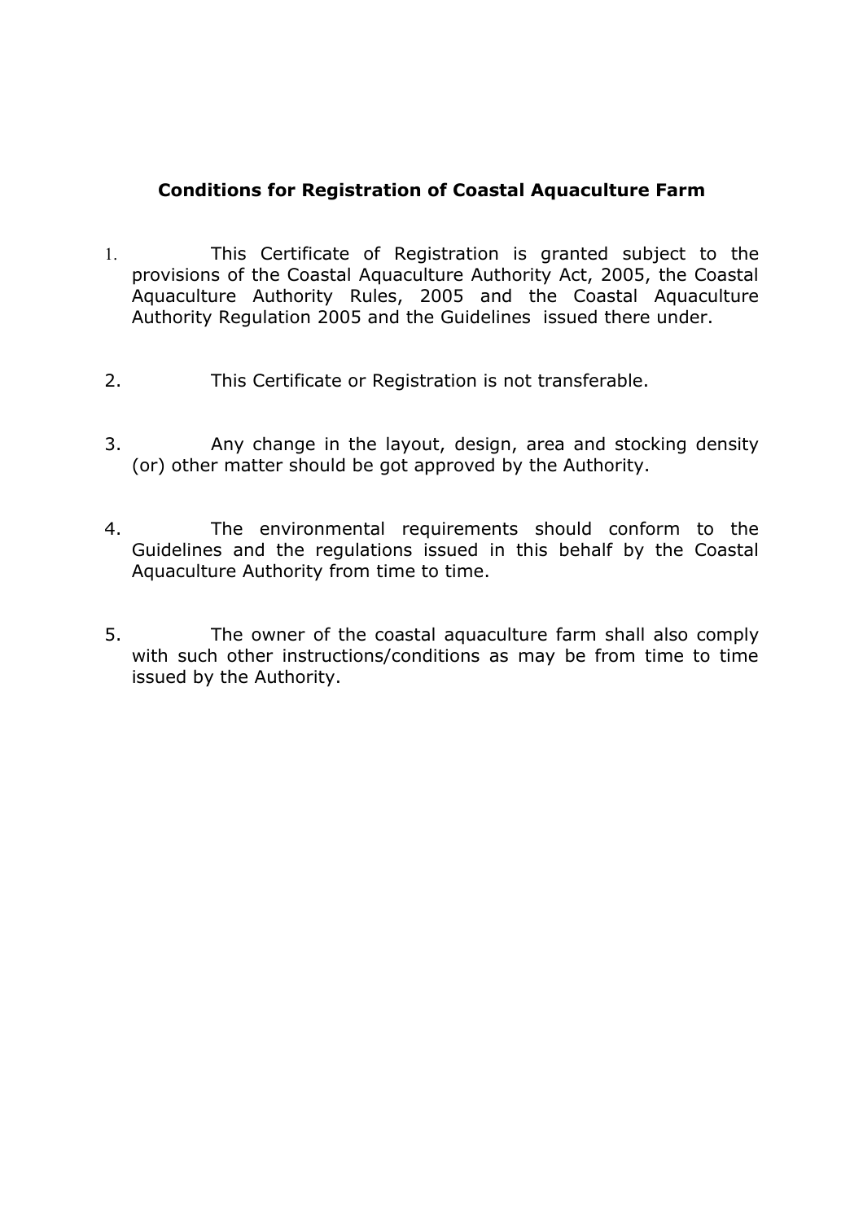**Conditions for Registration of Coastal Aquaculture Farm**

1. This Certificate of Registration is granted subject to the provisions of the Coastal Aquaculture Authority Act, 2005, the Coastal Aquaculture Authority Rules, 2005 and the Coastal Aquaculture Authority Regulation 2005 and the Guidelines issued there under.

2. This Certificate or Registration is not transferable.

3. Any change in the layout, design, area and stocking density (or) other matter should be got approved by the Authority.

4. The environmental requirements should conform to the Guidelines and the regulations issued in this behalf by the Coastal Aquaculture Authority from time to time.

5. The owner of the coastal aquaculture farm shall also comply with such other instructions/conditions as may be from time to time issued by the Authority.